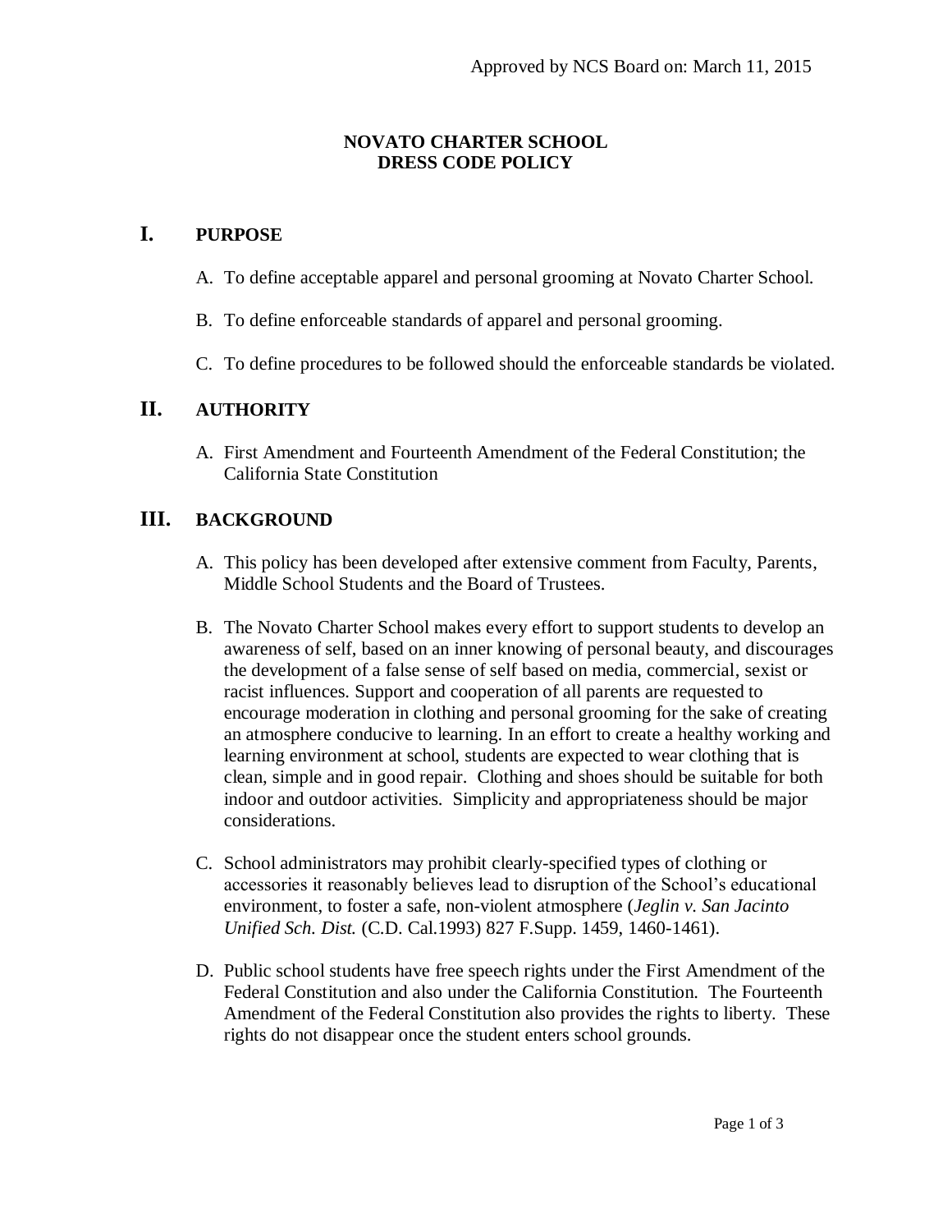Approved by NCS Board on: March 11, 2015

# NOVATO CHARTER SCHOOL
# DRESS CODE POLICY

## I. PURPOSE

A. To define acceptable apparel and personal grooming at Novato Charter School.

B. To define enforceable standards of apparel and personal grooming.

C. To define procedures to be followed should the enforceable standards be violated.

## II. AUTHORITY

A. First Amendment and Fourteenth Amendment of the Federal Constitution; the California State Constitution

## III. BACKGROUND

A. This policy has been developed after extensive comment from Faculty, Parents, Middle School Students and the Board of Trustees.

B. The Novato Charter School makes every effort to support students to develop an awareness of self, based on an inner knowing of personal beauty, and discourages the development of a false sense of self based on media, commercial, sexist or racist influences. Support and cooperation of all parents are requested to encourage moderation in clothing and personal grooming for the sake of creating an atmosphere conducive to learning. In an effort to create a healthy working and learning environment at school, students are expected to wear clothing that is clean, simple and in good repair. Clothing and shoes should be suitable for both indoor and outdoor activities. Simplicity and appropriateness should be major considerations.

C. School administrators may prohibit clearly-specified types of clothing or accessories it reasonably believes lead to disruption of the School's educational environment, to foster a safe, non-violent atmosphere (*Jeglin v. San Jacinto Unified Sch. Dist.* (C.D. Cal.1993) 827 F.Supp. 1459, 1460-1461).

D. Public school students have free speech rights under the First Amendment of the Federal Constitution and also under the California Constitution. The Fourteenth Amendment of the Federal Constitution also provides the rights to liberty. These rights do not disappear once the student enters school grounds.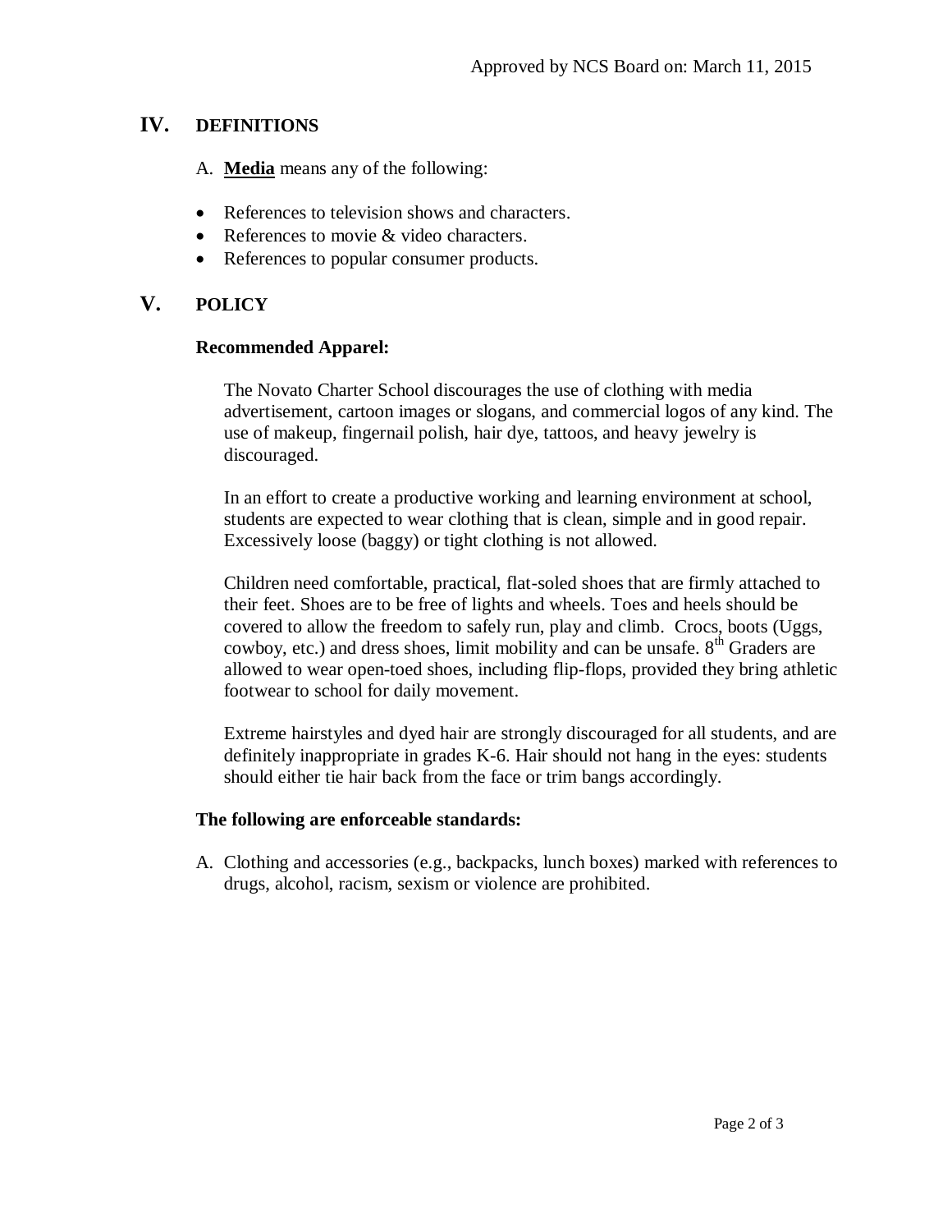Approved by NCS Board on: March 11, 2015

## IV. DEFINITIONS

A. **Media** means any of the following:

- References to television shows and characters.
- References to movie & video characters.
- References to popular consumer products.

## V. POLICY

**Recommended Apparel:**

The Novato Charter School discourages the use of clothing with media advertisement, cartoon images or slogans, and commercial logos of any kind. The use of makeup, fingernail polish, hair dye, tattoos, and heavy jewelry is discouraged.

In an effort to create a productive working and learning environment at school, students are expected to wear clothing that is clean, simple and in good repair. Excessively loose (baggy) or tight clothing is not allowed.

Children need comfortable, practical, flat-soled shoes that are firmly attached to their feet. Shoes are to be free of lights and wheels. Toes and heels should be covered to allow the freedom to safely run, play and climb. Crocs, boots (Uggs, cowboy, etc.) and dress shoes, limit mobility and can be unsafe. 8th Graders are allowed to wear open-toed shoes, including flip-flops, provided they bring athletic footwear to school for daily movement.

Extreme hairstyles and dyed hair are strongly discouraged for all students, and are definitely inappropriate in grades K-6. Hair should not hang in the eyes: students should either tie hair back from the face or trim bangs accordingly.

**The following are enforceable standards:**

A. Clothing and accessories (e.g., backpacks, lunch boxes) marked with references to drugs, alcohol, racism, sexism or violence are prohibited.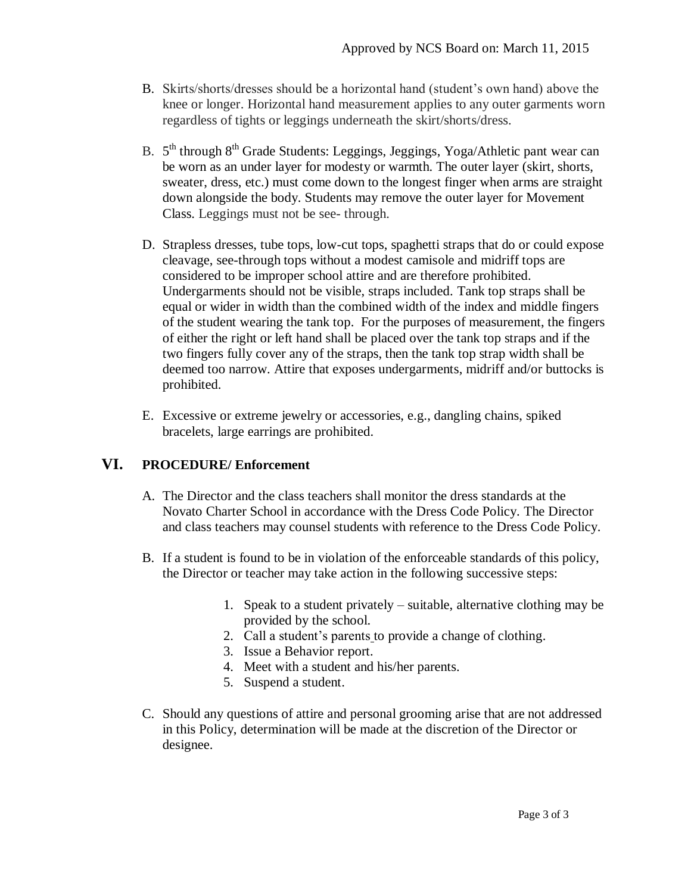B. Skirts/shorts/dresses should be a horizontal hand (student's own hand) above the knee or longer. Horizontal hand measurement applies to any outer garments worn regardless of tights or leggings underneath the skirt/shorts/dress.

B. 5th through 8th Grade Students: Leggings, Jeggings, Yoga/Athletic pant wear can be worn as an under layer for modesty or warmth. The outer layer (skirt, shorts, sweater, dress, etc.) must come down to the longest finger when arms are straight down alongside the body. Students may remove the outer layer for Movement Class. Leggings must not be see- through.

D. Strapless dresses, tube tops, low-cut tops, spaghetti straps that do or could expose cleavage, see-through tops without a modest camisole and midriff tops are considered to be improper school attire and are therefore prohibited. Undergarments should not be visible, straps included. Tank top straps shall be equal or wider in width than the combined width of the index and middle fingers of the student wearing the tank top. For the purposes of measurement, the fingers of either the right or left hand shall be placed over the tank top straps and if the two fingers fully cover any of the straps, then the tank top strap width shall be deemed too narrow. Attire that exposes undergarments, midriff and/or buttocks is prohibited.

E. Excessive or extreme jewelry or accessories, e.g., dangling chains, spiked bracelets, large earrings are prohibited.

## VI. PROCEDURE/ Enforcement

A. The Director and the class teachers shall monitor the dress standards at the Novato Charter School in accordance with the Dress Code Policy. The Director and class teachers may counsel students with reference to the Dress Code Policy.

B. If a student is found to be in violation of the enforceable standards of this policy, the Director or teacher may take action in the following successive steps:

1. Speak to a student privately – suitable, alternative clothing may be provided by the school.
2. Call a student's parents to provide a change of clothing.
3. Issue a Behavior report.
4. Meet with a student and his/her parents.
5. Suspend a student.

C. Should any questions of attire and personal grooming arise that are not addressed in this Policy, determination will be made at the discretion of the Director or designee.